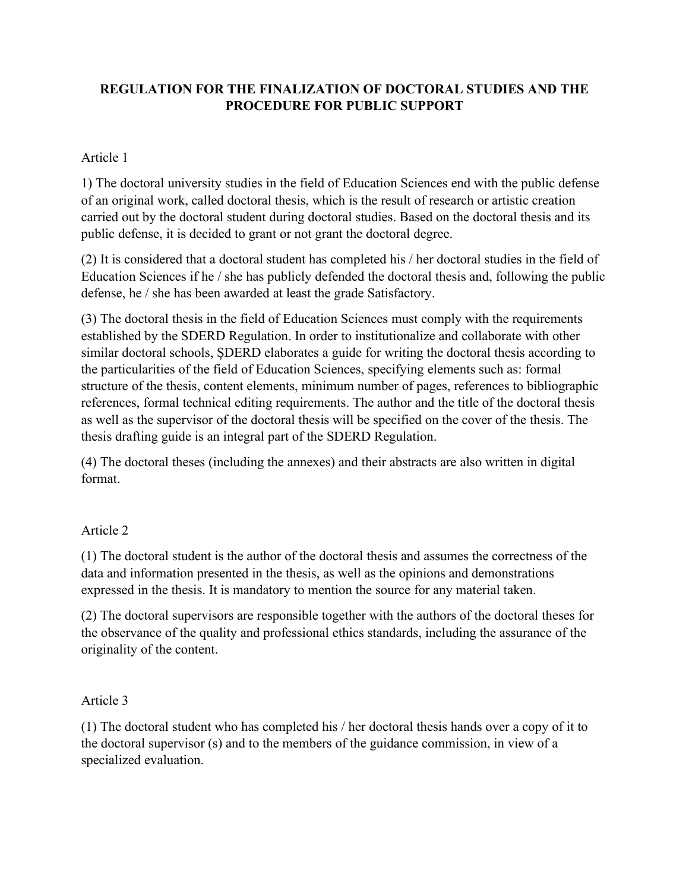# REGULATION FOR THE FINALIZATION OF DOCTORAL STUDIES AND THE PROCEDURE FOR PUBLIC SUPPORT

Article 1

1) The doctoral university studies in the field of Education Sciences end with the public defense of an original work, called doctoral thesis, which is the result of research or artistic creation carried out by the doctoral student during doctoral studies. Based on the doctoral thesis and its public defense, it is decided to grant or not grant the doctoral degree.

(2) It is considered that a doctoral student has completed his / her doctoral studies in the field of Education Sciences if he / she has publicly defended the doctoral thesis and, following the public defense, he / she has been awarded at least the grade Satisfactory.

(3) The doctoral thesis in the field of Education Sciences must comply with the requirements established by the SDERD Regulation. In order to institutionalize and collaborate with other similar doctoral schools, ŞDERD elaborates a guide for writing the doctoral thesis according to the particularities of the field of Education Sciences, specifying elements such as: formal structure of the thesis, content elements, minimum number of pages, references to bibliographic references, formal technical editing requirements. The author and the title of the doctoral thesis as well as the supervisor of the doctoral thesis will be specified on the cover of the thesis. The thesis drafting guide is an integral part of the SDERD Regulation.

(4) The doctoral theses (including the annexes) and their abstracts are also written in digital format.

Article 2

(1) The doctoral student is the author of the doctoral thesis and assumes the correctness of the data and information presented in the thesis, as well as the opinions and demonstrations expressed in the thesis. It is mandatory to mention the source for any material taken.

(2) The doctoral supervisors are responsible together with the authors of the doctoral theses for the observance of the quality and professional ethics standards, including the assurance of the originality of the content.

Article 3

(1) The doctoral student who has completed his / her doctoral thesis hands over a copy of it to the doctoral supervisor (s) and to the members of the guidance commission, in view of a specialized evaluation.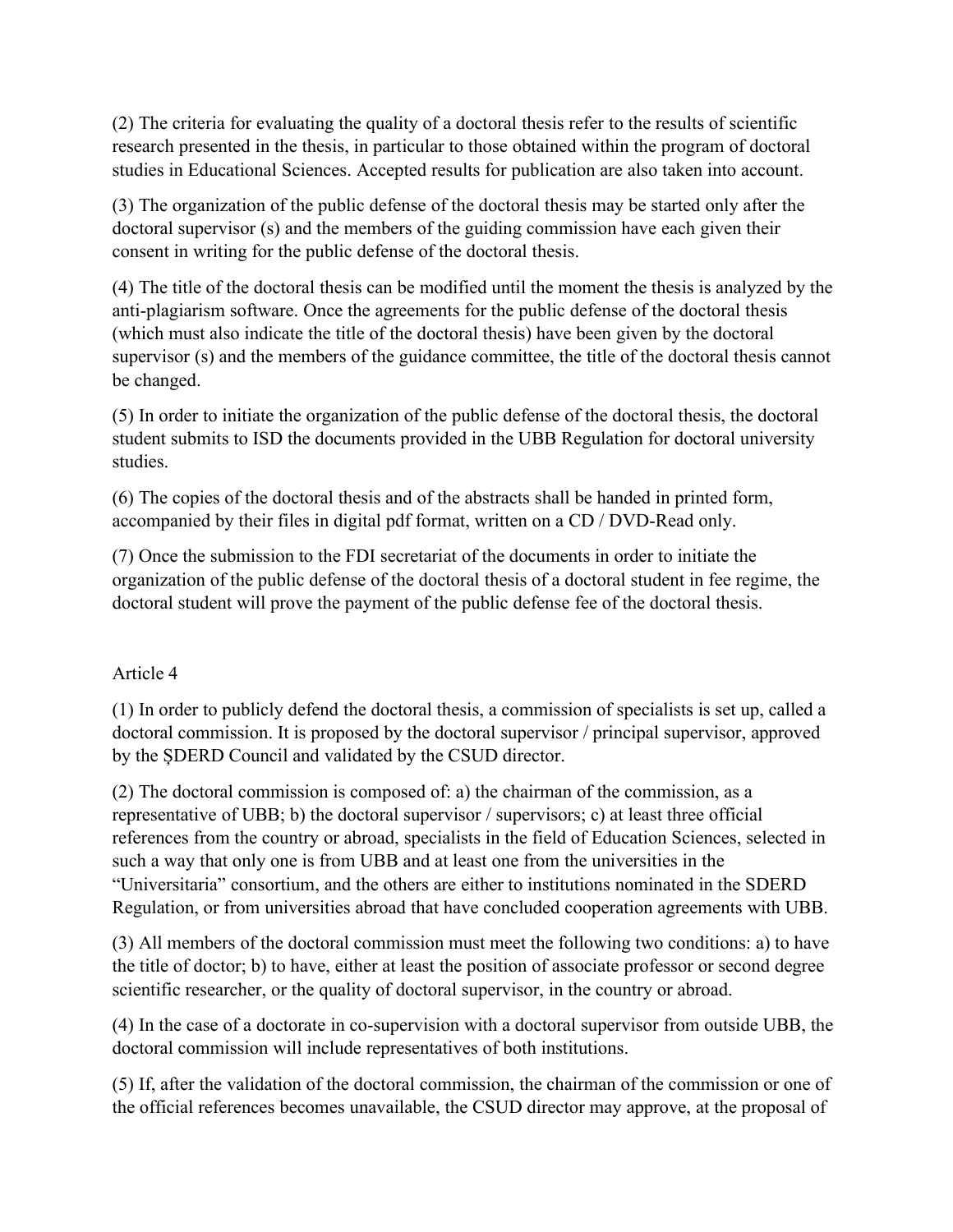(2) The criteria for evaluating the quality of a doctoral thesis refer to the results of scientific research presented in the thesis, in particular to those obtained within the program of doctoral studies in Educational Sciences. Accepted results for publication are also taken into account.

(3) The organization of the public defense of the doctoral thesis may be started only after the doctoral supervisor (s) and the members of the guiding commission have each given their consent in writing for the public defense of the doctoral thesis.

(4) The title of the doctoral thesis can be modified until the moment the thesis is analyzed by the anti-plagiarism software. Once the agreements for the public defense of the doctoral thesis (which must also indicate the title of the doctoral thesis) have been given by the doctoral supervisor (s) and the members of the guidance committee, the title of the doctoral thesis cannot be changed.

(5) In order to initiate the organization of the public defense of the doctoral thesis, the doctoral student submits to ISD the documents provided in the UBB Regulation for doctoral university studies.

(6) The copies of the doctoral thesis and of the abstracts shall be handed in printed form, accompanied by their files in digital pdf format, written on a CD / DVD-Read only.

(7) Once the submission to the FDI secretariat of the documents in order to initiate the organization of the public defense of the doctoral thesis of a doctoral student in fee regime, the doctoral student will prove the payment of the public defense fee of the doctoral thesis.

Article 4

(1) In order to publicly defend the doctoral thesis, a commission of specialists is set up, called a doctoral commission. It is proposed by the doctoral supervisor / principal supervisor, approved by the ȘDERD Council and validated by the CSUD director.

(2) The doctoral commission is composed of: a) the chairman of the commission, as a representative of UBB; b) the doctoral supervisor / supervisors; c) at least three official references from the country or abroad, specialists in the field of Education Sciences, selected in such a way that only one is from UBB and at least one from the universities in the "Universitaria" consortium, and the others are either to institutions nominated in the SDERD Regulation, or from universities abroad that have concluded cooperation agreements with UBB.

(3) All members of the doctoral commission must meet the following two conditions: a) to have the title of doctor; b) to have, either at least the position of associate professor or second degree scientific researcher, or the quality of doctoral supervisor, in the country or abroad.

(4) In the case of a doctorate in co-supervision with a doctoral supervisor from outside UBB, the doctoral commission will include representatives of both institutions.

(5) If, after the validation of the doctoral commission, the chairman of the commission or one of the official references becomes unavailable, the CSUD director may approve, at the proposal of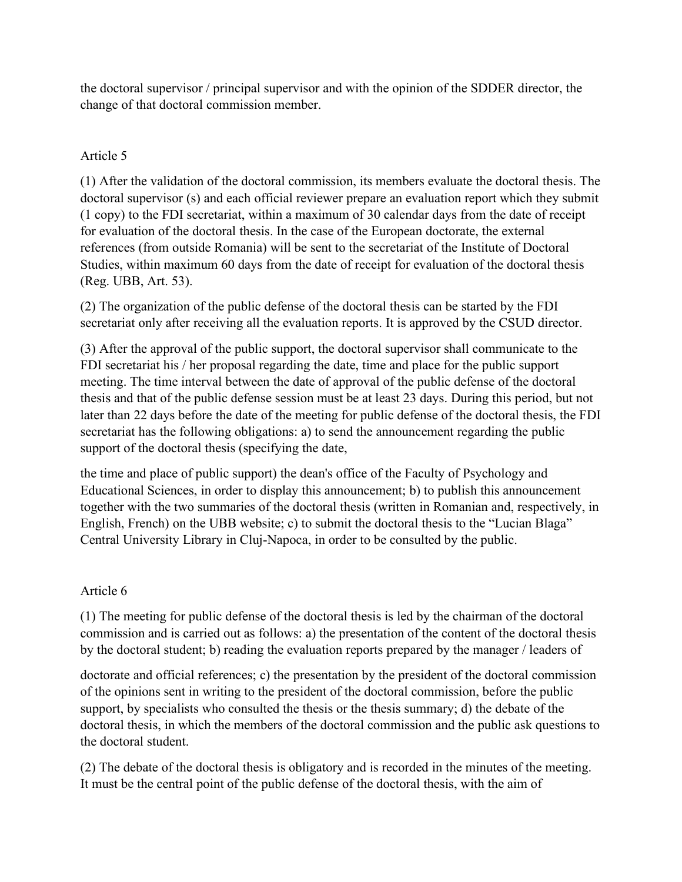the doctoral supervisor / principal supervisor and with the opinion of the SDDER director, the change of that doctoral commission member.

Article 5

(1) After the validation of the doctoral commission, its members evaluate the doctoral thesis. The doctoral supervisor (s) and each official reviewer prepare an evaluation report which they submit (1 copy) to the FDI secretariat, within a maximum of 30 calendar days from the date of receipt for evaluation of the doctoral thesis. In the case of the European doctorate, the external references (from outside Romania) will be sent to the secretariat of the Institute of Doctoral Studies, within maximum 60 days from the date of receipt for evaluation of the doctoral thesis (Reg. UBB, Art. 53).

(2) The organization of the public defense of the doctoral thesis can be started by the FDI secretariat only after receiving all the evaluation reports. It is approved by the CSUD director.

(3) After the approval of the public support, the doctoral supervisor shall communicate to the FDI secretariat his / her proposal regarding the date, time and place for the public support meeting. The time interval between the date of approval of the public defense of the doctoral thesis and that of the public defense session must be at least 23 days. During this period, but not later than 22 days before the date of the meeting for public defense of the doctoral thesis, the FDI secretariat has the following obligations: a) to send the announcement regarding the public support of the doctoral thesis (specifying the date,

the time and place of public support) the dean's office of the Faculty of Psychology and Educational Sciences, in order to display this announcement; b) to publish this announcement together with the two summaries of the doctoral thesis (written in Romanian and, respectively, in English, French) on the UBB website; c) to submit the doctoral thesis to the "Lucian Blaga" Central University Library in Cluj-Napoca, in order to be consulted by the public.

Article 6

(1) The meeting for public defense of the doctoral thesis is led by the chairman of the doctoral commission and is carried out as follows: a) the presentation of the content of the doctoral thesis by the doctoral student; b) reading the evaluation reports prepared by the manager / leaders of

doctorate and official references; c) the presentation by the president of the doctoral commission of the opinions sent in writing to the president of the doctoral commission, before the public support, by specialists who consulted the thesis or the thesis summary; d) the debate of the doctoral thesis, in which the members of the doctoral commission and the public ask questions to the doctoral student.

(2) The debate of the doctoral thesis is obligatory and is recorded in the minutes of the meeting. It must be the central point of the public defense of the doctoral thesis, with the aim of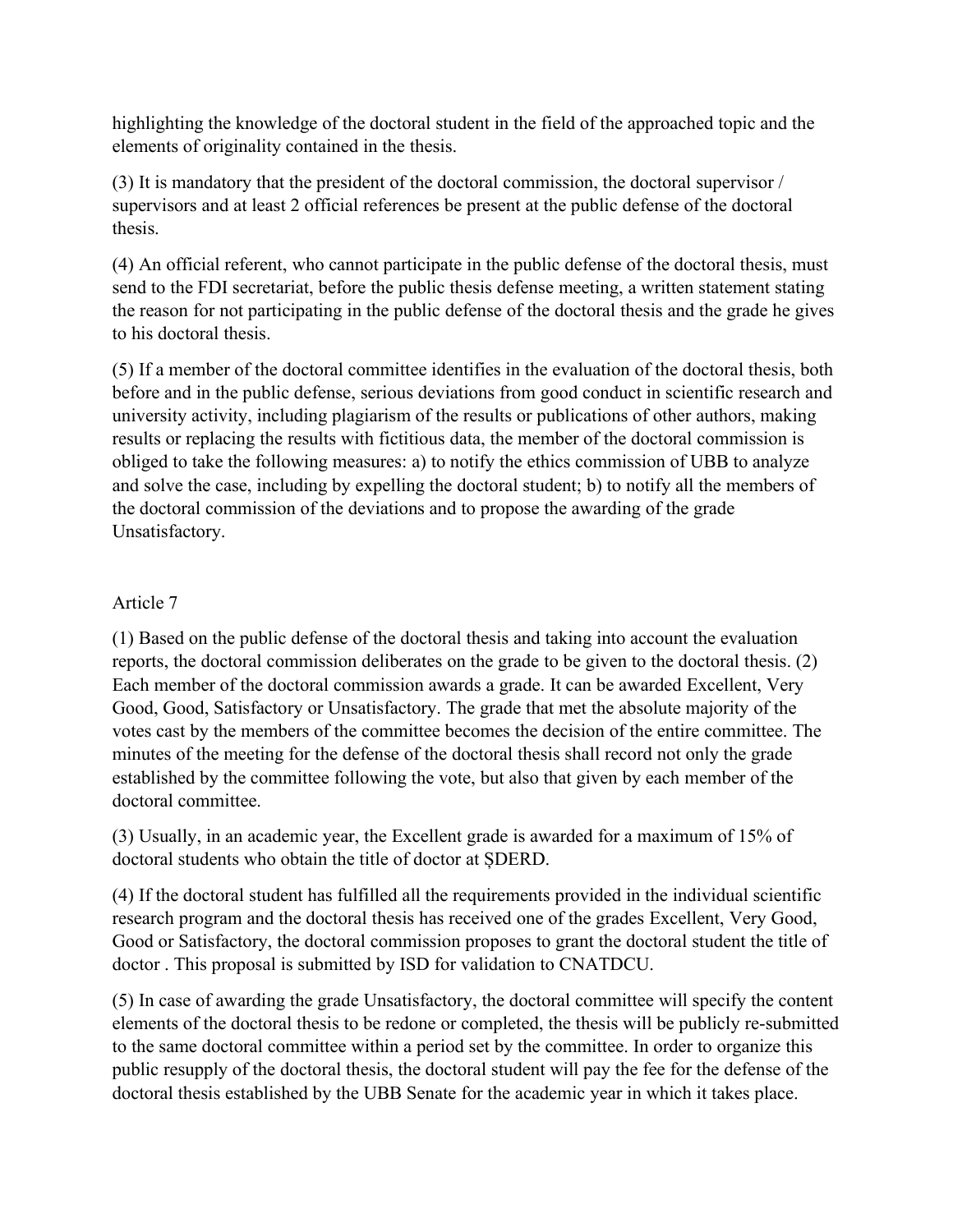highlighting the knowledge of the doctoral student in the field of the approached topic and the elements of originality contained in the thesis.

(3) It is mandatory that the president of the doctoral commission, the doctoral supervisor / supervisors and at least 2 official references be present at the public defense of the doctoral thesis.

(4) An official referent, who cannot participate in the public defense of the doctoral thesis, must send to the FDI secretariat, before the public thesis defense meeting, a written statement stating the reason for not participating in the public defense of the doctoral thesis and the grade he gives to his doctoral thesis.

(5) If a member of the doctoral committee identifies in the evaluation of the doctoral thesis, both before and in the public defense, serious deviations from good conduct in scientific research and university activity, including plagiarism of the results or publications of other authors, making results or replacing the results with fictitious data, the member of the doctoral commission is obliged to take the following measures: a) to notify the ethics commission of UBB to analyze and solve the case, including by expelling the doctoral student; b) to notify all the members of the doctoral commission of the deviations and to propose the awarding of the grade Unsatisfactory.

Article 7

(1) Based on the public defense of the doctoral thesis and taking into account the evaluation reports, the doctoral commission deliberates on the grade to be given to the doctoral thesis. (2) Each member of the doctoral commission awards a grade. It can be awarded Excellent, Very Good, Good, Satisfactory or Unsatisfactory. The grade that met the absolute majority of the votes cast by the members of the committee becomes the decision of the entire committee. The minutes of the meeting for the defense of the doctoral thesis shall record not only the grade established by the committee following the vote, but also that given by each member of the doctoral committee.

(3) Usually, in an academic year, the Excellent grade is awarded for a maximum of 15% of doctoral students who obtain the title of doctor at ȘDERD.

(4) If the doctoral student has fulfilled all the requirements provided in the individual scientific research program and the doctoral thesis has received one of the grades Excellent, Very Good, Good or Satisfactory, the doctoral commission proposes to grant the doctoral student the title of doctor . This proposal is submitted by ISD for validation to CNATDCU.

(5) In case of awarding the grade Unsatisfactory, the doctoral committee will specify the content elements of the doctoral thesis to be redone or completed, the thesis will be publicly re-submitted to the same doctoral committee within a period set by the committee. In order to organize this public resupply of the doctoral thesis, the doctoral student will pay the fee for the defense of the doctoral thesis established by the UBB Senate for the academic year in which it takes place.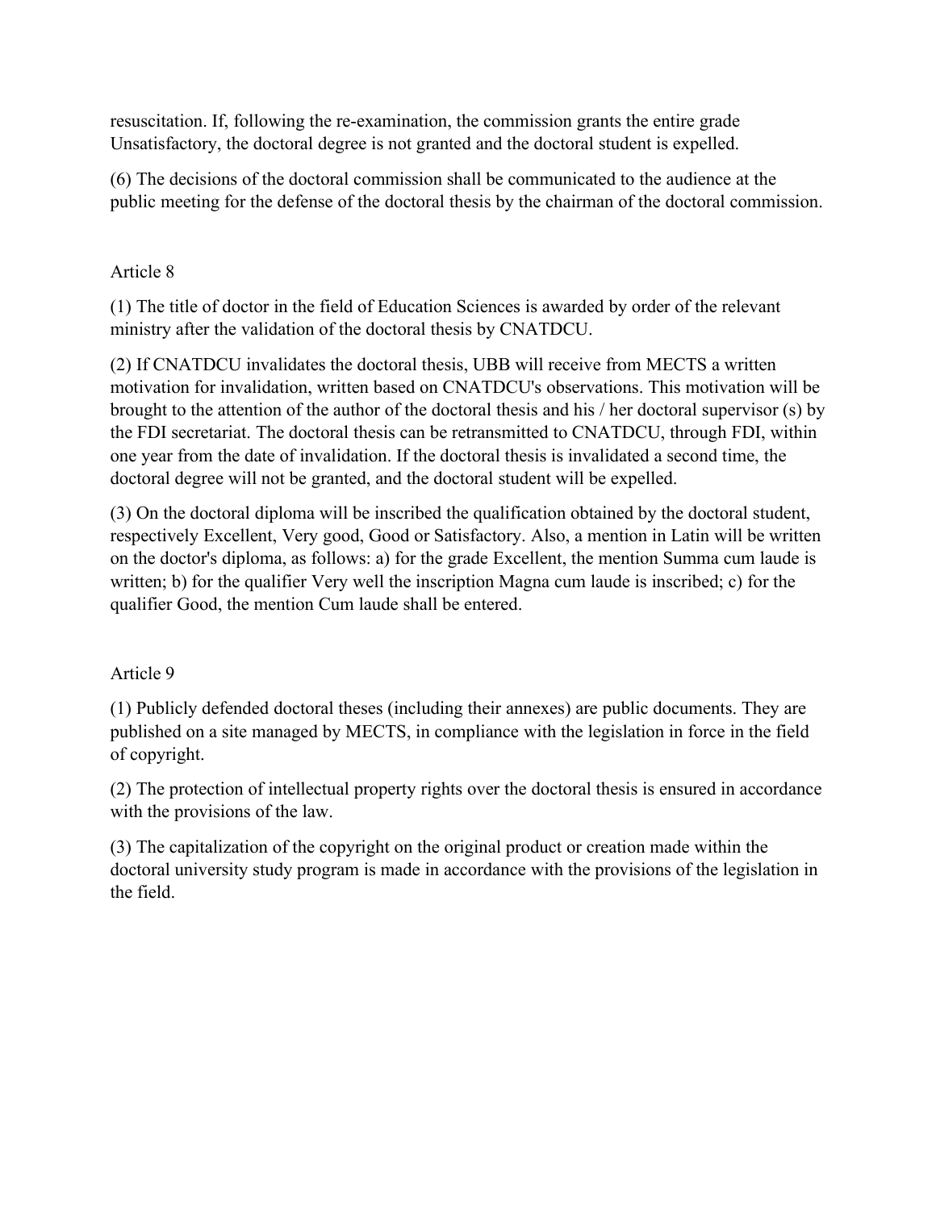resuscitation. If, following the re-examination, the commission grants the entire grade Unsatisfactory, the doctoral degree is not granted and the doctoral student is expelled.

(6) The decisions of the doctoral commission shall be communicated to the audience at the public meeting for the defense of the doctoral thesis by the chairman of the doctoral commission.

Article 8

(1) The title of doctor in the field of Education Sciences is awarded by order of the relevant ministry after the validation of the doctoral thesis by CNATDCU.

(2) If CNATDCU invalidates the doctoral thesis, UBB will receive from MECTS a written motivation for invalidation, written based on CNATDCU's observations. This motivation will be brought to the attention of the author of the doctoral thesis and his / her doctoral supervisor (s) by the FDI secretariat. The doctoral thesis can be retransmitted to CNATDCU, through FDI, within one year from the date of invalidation. If the doctoral thesis is invalidated a second time, the doctoral degree will not be granted, and the doctoral student will be expelled.

(3) On the doctoral diploma will be inscribed the qualification obtained by the doctoral student, respectively Excellent, Very good, Good or Satisfactory. Also, a mention in Latin will be written on the doctor's diploma, as follows: a) for the grade Excellent, the mention Summa cum laude is written; b) for the qualifier Very well the inscription Magna cum laude is inscribed; c) for the qualifier Good, the mention Cum laude shall be entered.

Article 9

(1) Publicly defended doctoral theses (including their annexes) are public documents. They are published on a site managed by MECTS, in compliance with the legislation in force in the field of copyright.

(2) The protection of intellectual property rights over the doctoral thesis is ensured in accordance with the provisions of the law.

(3) The capitalization of the copyright on the original product or creation made within the doctoral university study program is made in accordance with the provisions of the legislation in the field.